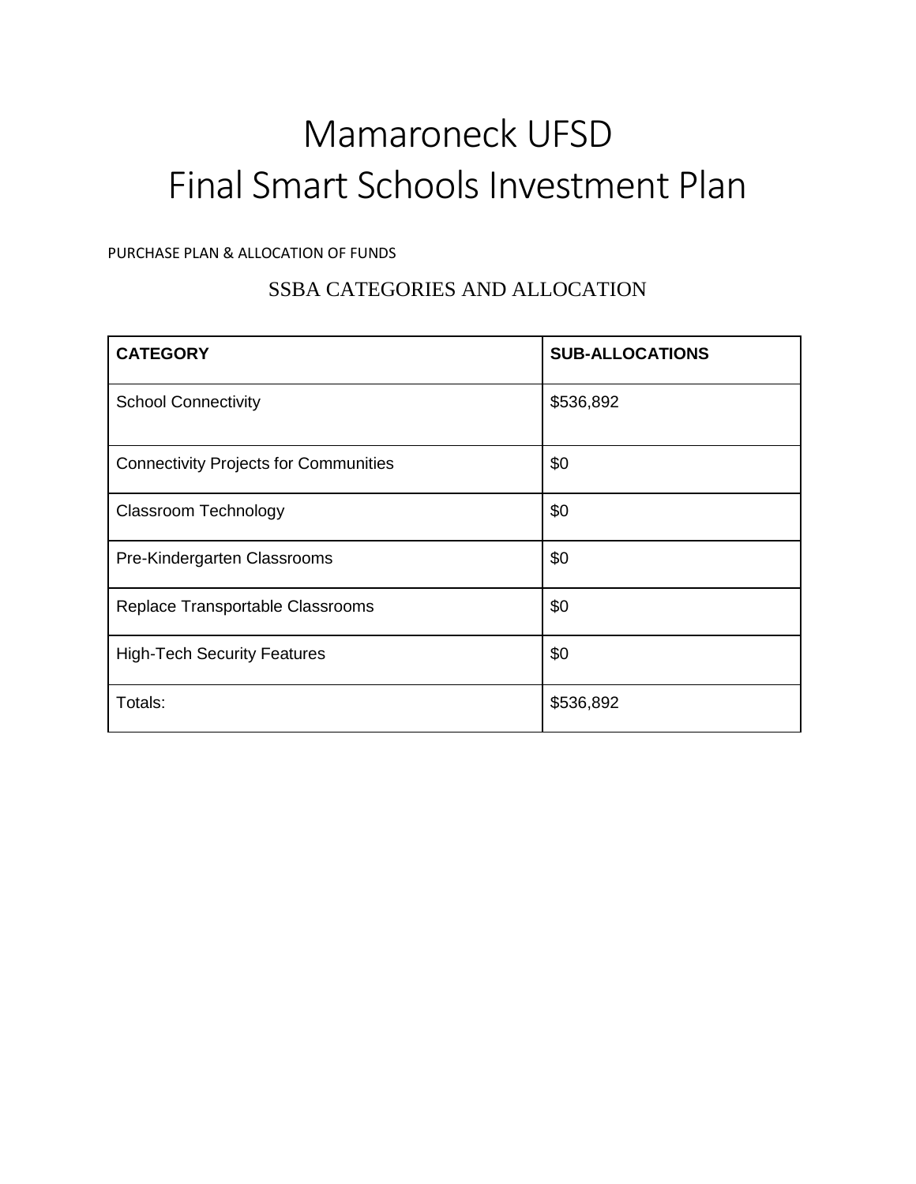# Mamaroneck UFSD
# Final Smart Schools Investment Plan

PURCHASE PLAN & ALLOCATION OF FUNDS

## SSBA CATEGORIES AND ALLOCATION

| CATEGORY | SUB-ALLOCATIONS |
|---|---|
| School Connectivity | $536,892 |
| Connectivity Projects for Communities | $0 |
| Classroom Technology | $0 |
| Pre-Kindergarten Classrooms | $0 |
| Replace Transportable Classrooms | $0 |
| High-Tech Security Features | $0 |
| Totals: | $536,892 |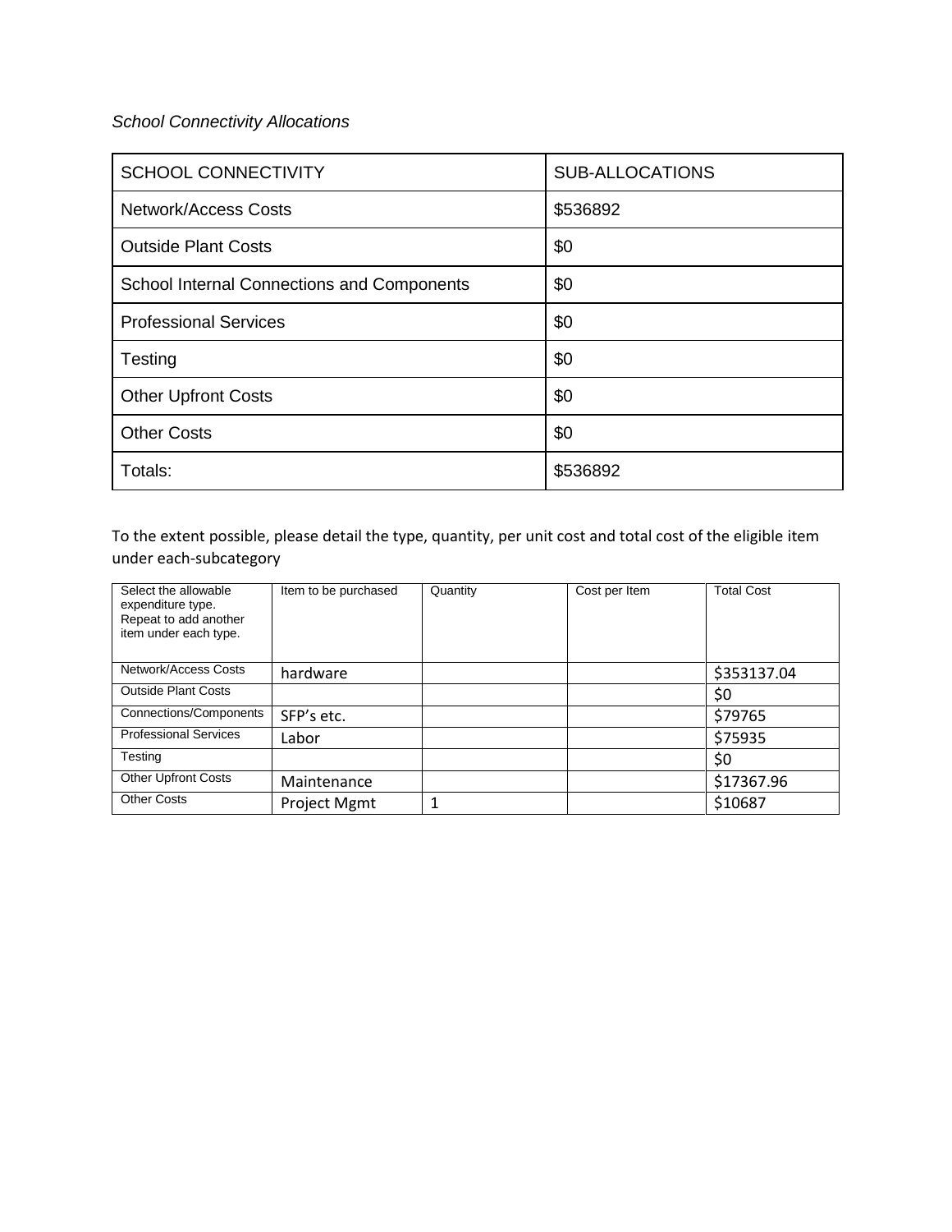*School Connectivity Allocations*

| SCHOOL CONNECTIVITY | SUB-ALLOCATIONS |
| --- | --- |
| Network/Access Costs | $536892 |
| Outside Plant Costs | $0 |
| School Internal Connections and Components | $0 |
| Professional Services | $0 |
| Testing | $0 |
| Other Upfront Costs | $0 |
| Other Costs | $0 |
| Totals: | $536892 |

To the extent possible, please detail the type, quantity, per unit cost and total cost of the eligible item under each-subcategory

| Select the allowable expenditure type. Repeat to add another item under each type. | Item to be purchased | Quantity | Cost per Item | Total Cost |
| --- | --- | --- | --- | --- |
| Network/Access Costs | hardware | | | $353137.04 |
| Outside Plant Costs | | | | $0 |
| Connections/Components | SFP's etc. | | | $79765 |
| Professional Services | Labor | | | $75935 |
| Testing | | | | $0 |
| Other Upfront Costs | Maintenance | | | $17367.96 |
| Other Costs | Project Mgmt | 1 | | $10687 |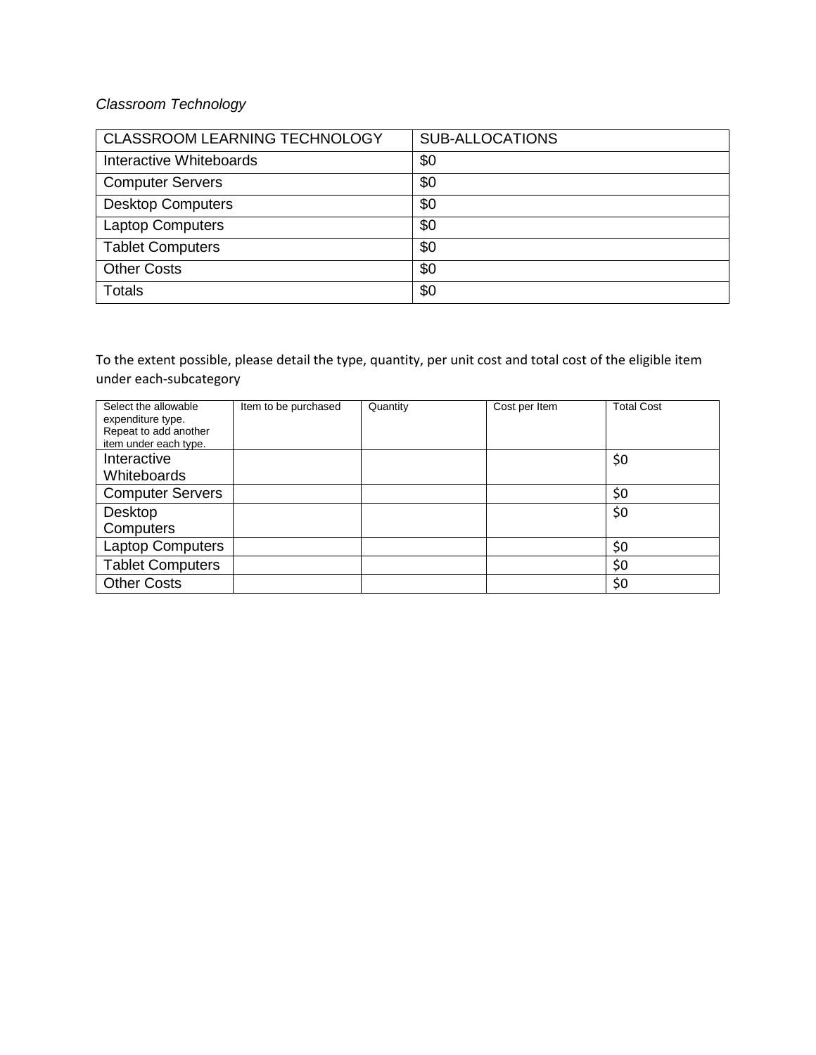*Classroom Technology*

| CLASSROOM LEARNING TECHNOLOGY | SUB-ALLOCATIONS |
|---|---|
| Interactive Whiteboards | $0 |
| Computer Servers | $0 |
| Desktop Computers | $0 |
| Laptop Computers | $0 |
| Tablet Computers | $0 |
| Other Costs | $0 |
| Totals | $0 |

To the extent possible, please detail the type, quantity, per unit cost and total cost of the eligible item under each-subcategory

| Select the allowable expenditure type. Repeat to add another item under each type. | Item to be purchased | Quantity | Cost per Item | Total Cost |
|---|---|---|---|---|
| Interactive Whiteboards | | | | $0 |
| Computer Servers | | | | $0 |
| Desktop Computers | | | | $0 |
| Laptop Computers | | | | $0 |
| Tablet Computers | | | | $0 |
| Other Costs | | | | $0 |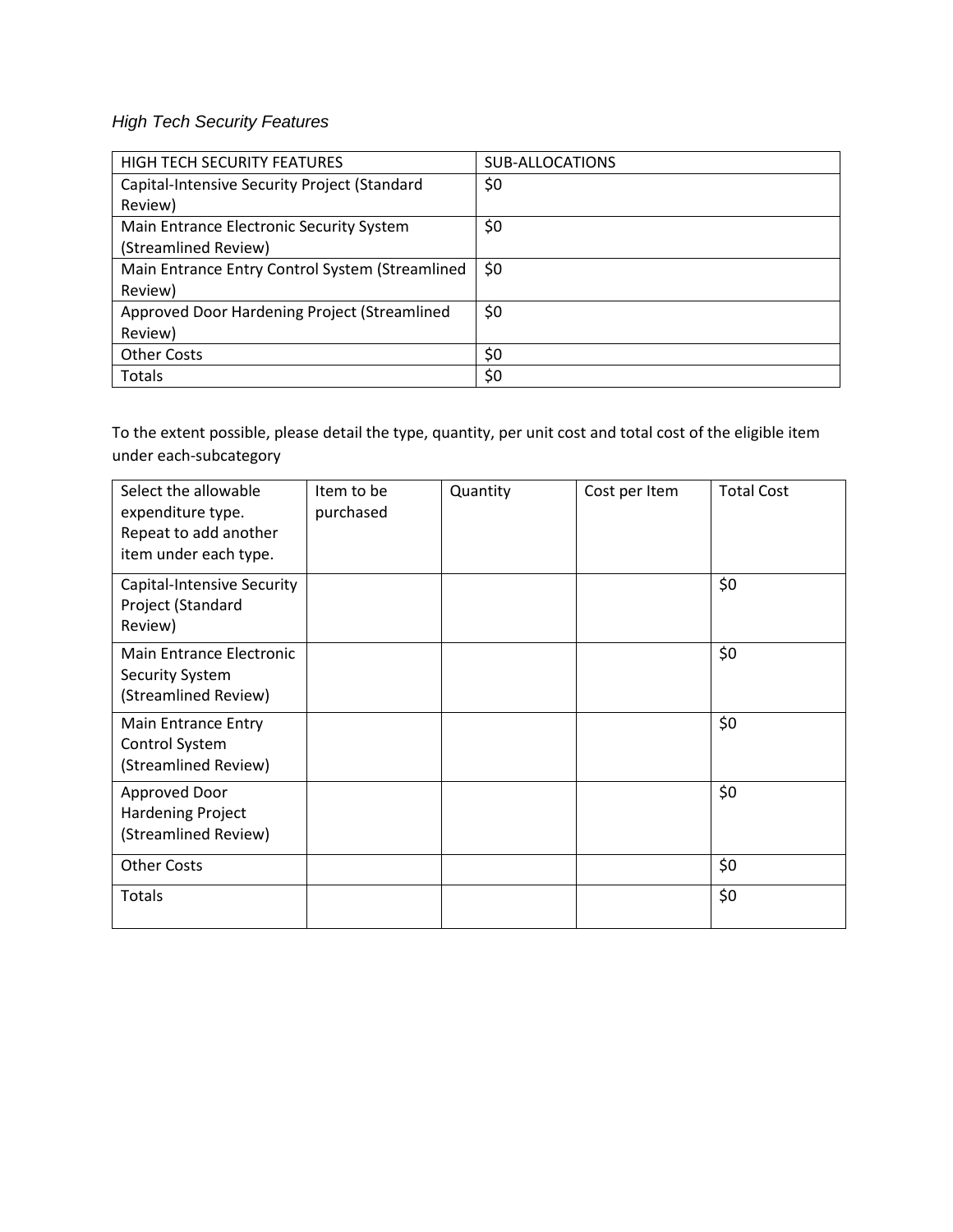*High Tech Security Features*

| HIGH TECH SECURITY FEATURES | SUB-ALLOCATIONS |
|---|---|
| Capital-Intensive Security Project (Standard Review) | $0 |
| Main Entrance Electronic Security System (Streamlined Review) | $0 |
| Main Entrance Entry Control System (Streamlined Review) | $0 |
| Approved Door Hardening Project (Streamlined Review) | $0 |
| Other Costs | $0 |
| Totals | $0 |

To the extent possible, please detail the type, quantity, per unit cost and total cost of the eligible item under each-subcategory

| Select the allowable expenditure type. Repeat to add another item under each type. | Item to be purchased | Quantity | Cost per Item | Total Cost |
|---|---|---|---|---|
| Capital-Intensive Security Project (Standard Review) | | | | $0 |
| Main Entrance Electronic Security System (Streamlined Review) | | | | $0 |
| Main Entrance Entry Control System (Streamlined Review) | | | | $0 |
| Approved Door Hardening Project (Streamlined Review) | | | | $0 |
| Other Costs | | | | $0 |
| Totals | | | | $0 |